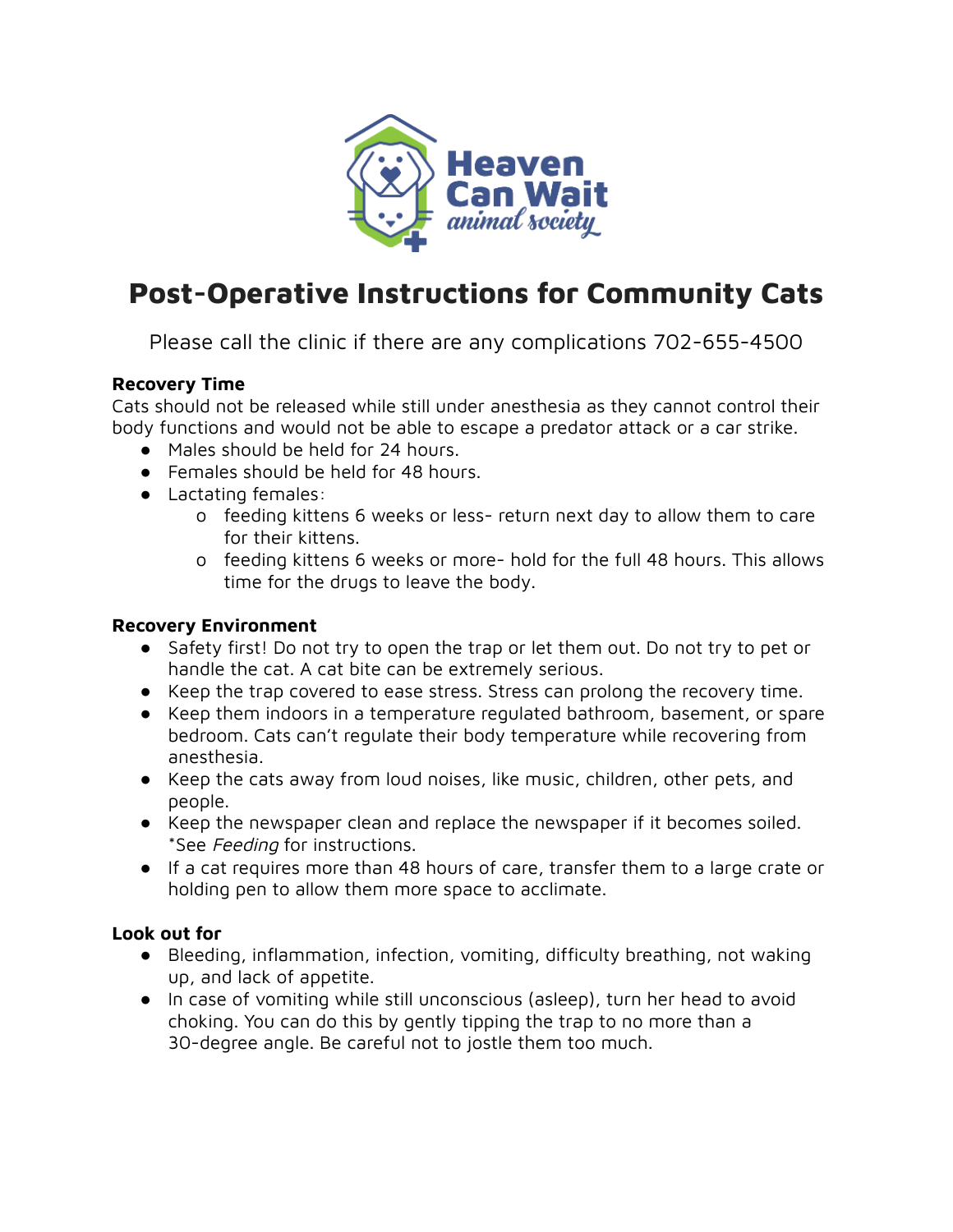# Post-Operative Instructions for Community Cats

Please call the clinic if there are any complications 702-655-4500

**Recovery Time**

Cats should not be released while still under anesthesia as they cannot control their body functions and would not be able to escape a predator attack or a car strike.

- Males should be held for 24 hours.
- Females should be held for 48 hours.
- Lactating females:
  - feeding kittens 6 weeks or less- return next day to allow them to care for their kittens.
  - feeding kittens 6 weeks or more- hold for the full 48 hours. This allows time for the drugs to leave the body.

**Recovery Environment**

- Safety first! Do not try to open the trap or let them out. Do not try to pet or handle the cat. A cat bite can be extremely serious.
- Keep the trap covered to ease stress. Stress can prolong the recovery time.
- Keep them indoors in a temperature regulated bathroom, basement, or spare bedroom. Cats can't regulate their body temperature while recovering from anesthesia.
- Keep the cats away from loud noises, like music, children, other pets, and people.
- Keep the newspaper clean and replace the newspaper if it becomes soiled. *See *Feeding* for instructions.
- If a cat requires more than 48 hours of care, transfer them to a large crate or holding pen to allow them more space to acclimate.

**Look out for**

- Bleeding, inflammation, infection, vomiting, difficulty breathing, not waking up, and lack of appetite.
- In case of vomiting while still unconscious (asleep), turn her head to avoid choking. You can do this by gently tipping the trap to no more than a 30-degree angle. Be careful not to jostle them too much.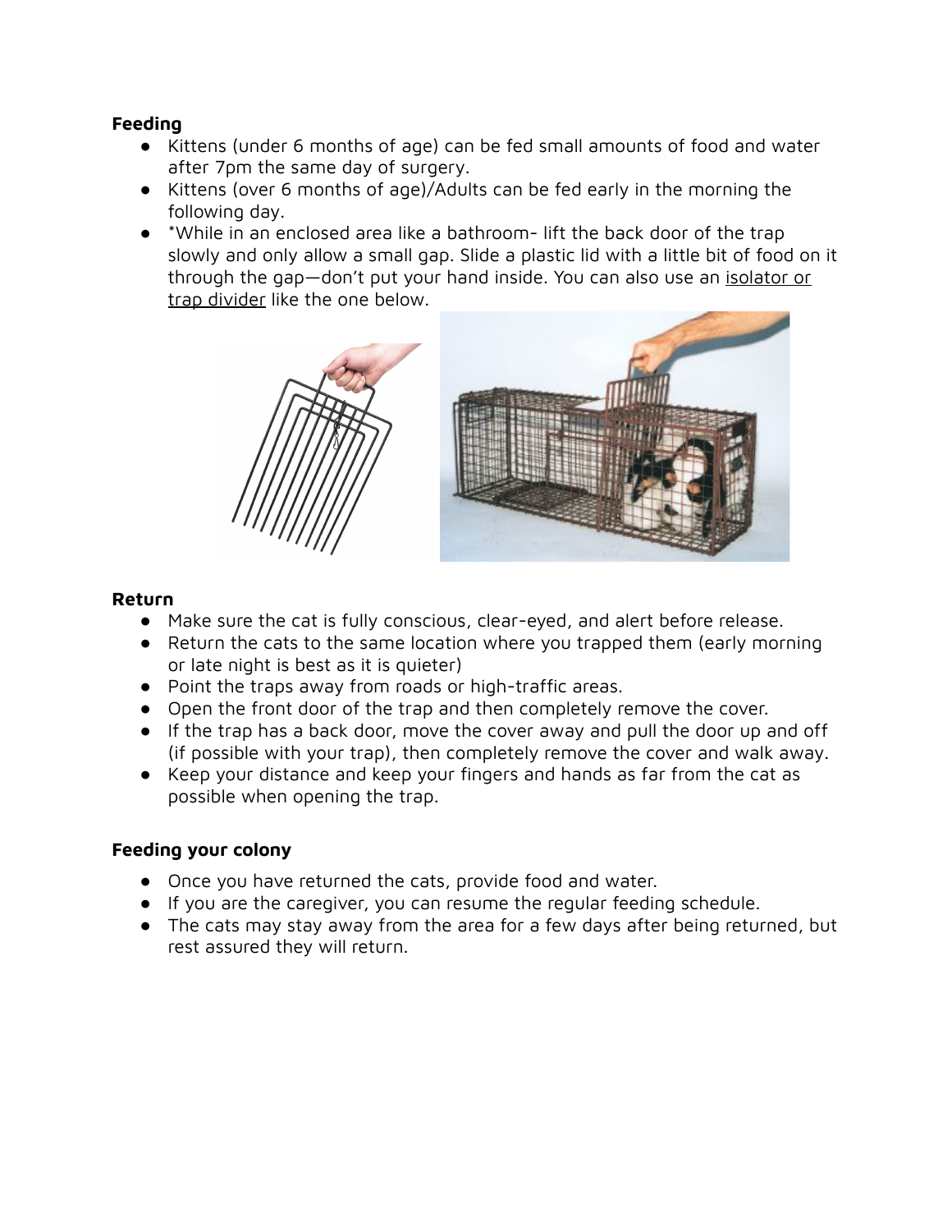**Feeding**

- Kittens (under 6 months of age) can be fed small amounts of food and water after 7pm the same day of surgery.
- Kittens (over 6 months of age)/Adults can be fed early in the morning the following day.
- *While in an enclosed area like a bathroom- lift the back door of the trap slowly and only allow a small gap. Slide a plastic lid with a little bit of food on it through the gap—don't put your hand inside. You can also use an isolator or trap divider like the one below.

**Return**

- Make sure the cat is fully conscious, clear-eyed, and alert before release.
- Return the cats to the same location where you trapped them (early morning or late night is best as it is quieter)
- Point the traps away from roads or high-traffic areas.
- Open the front door of the trap and then completely remove the cover.
- If the trap has a back door, move the cover away and pull the door up and off (if possible with your trap), then completely remove the cover and walk away.
- Keep your distance and keep your fingers and hands as far from the cat as possible when opening the trap.

**Feeding your colony**

- Once you have returned the cats, provide food and water.
- If you are the caregiver, you can resume the regular feeding schedule.
- The cats may stay away from the area for a few days after being returned, but rest assured they will return.